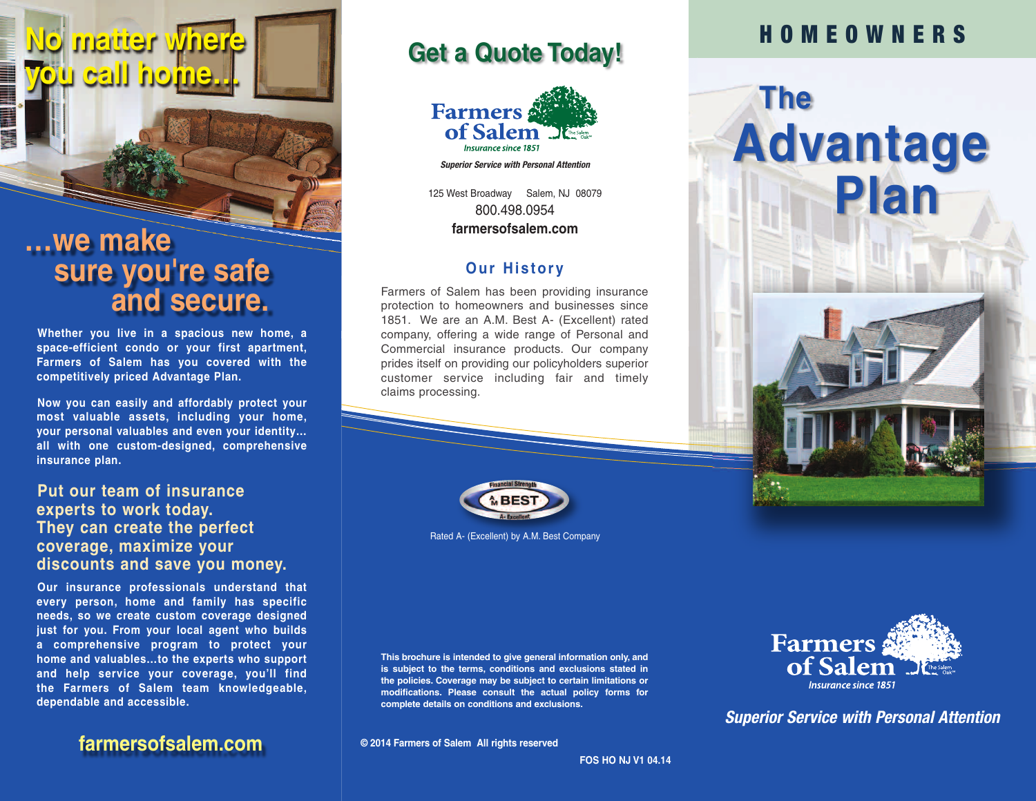# No matter where you call home...

## ...we make sure you're safe and secure.

**Whether you live in a spacious new home, a space-efficient condo or your first apartment, Farmers of Salem has you covered with the competitively priced Advantage Plan.**

**Now you can easily and affordably protect your most valuable assets, including your home, your personal valuables and even your identity... all with one custom-designed, comprehensive insurance plan.**

### Put our team of insurance experts to work today. They can create the perfect coverage, maximize your discounts and save you money.

**Our insurance professionals understand that every person, home and family has specific needs, so we create custom coverage designed just for you. From your local agent who builds a comprehensive program to protect your home and valuables...to the experts who support and help service your coverage, you'll find the Farmers of Salem team knowledgeable, dependable and accessible.**

**farmersofsalem.com**

## Get a Quote Today!

Farmers of Salem
Insurance since 1851

***Superior Service with Personal Attention***

125 West Broadway    Salem, NJ 08079
800.498.0954
**farmersofsalem.com**

### Our History

Farmers of Salem has been providing insurance protection to homeowners and businesses since 1851. We are an A.M. Best A- (Excellent) rated company, offering a wide range of Personal and Commercial insurance products. Our company prides itself on providing our policyholders superior customer service including fair and timely claims processing.

Financial Strength A.M. BEST A- Excellent

Rated A- (Excellent) by A.M. Best Company

**This brochure is intended to give general information only, and is subject to the terms, conditions and exclusions stated in the policies. Coverage may be subject to certain limitations or modifications. Please consult the actual policy forms for complete details on conditions and exclusions.**

**© 2014 Farmers of Salem All rights reserved**

**FOS HO NJ V1 04.14**

# HOMEOWNERS

# The Advantage Plan

Farmers of Salem
Insurance since 1851

***Superior Service with Personal Attention***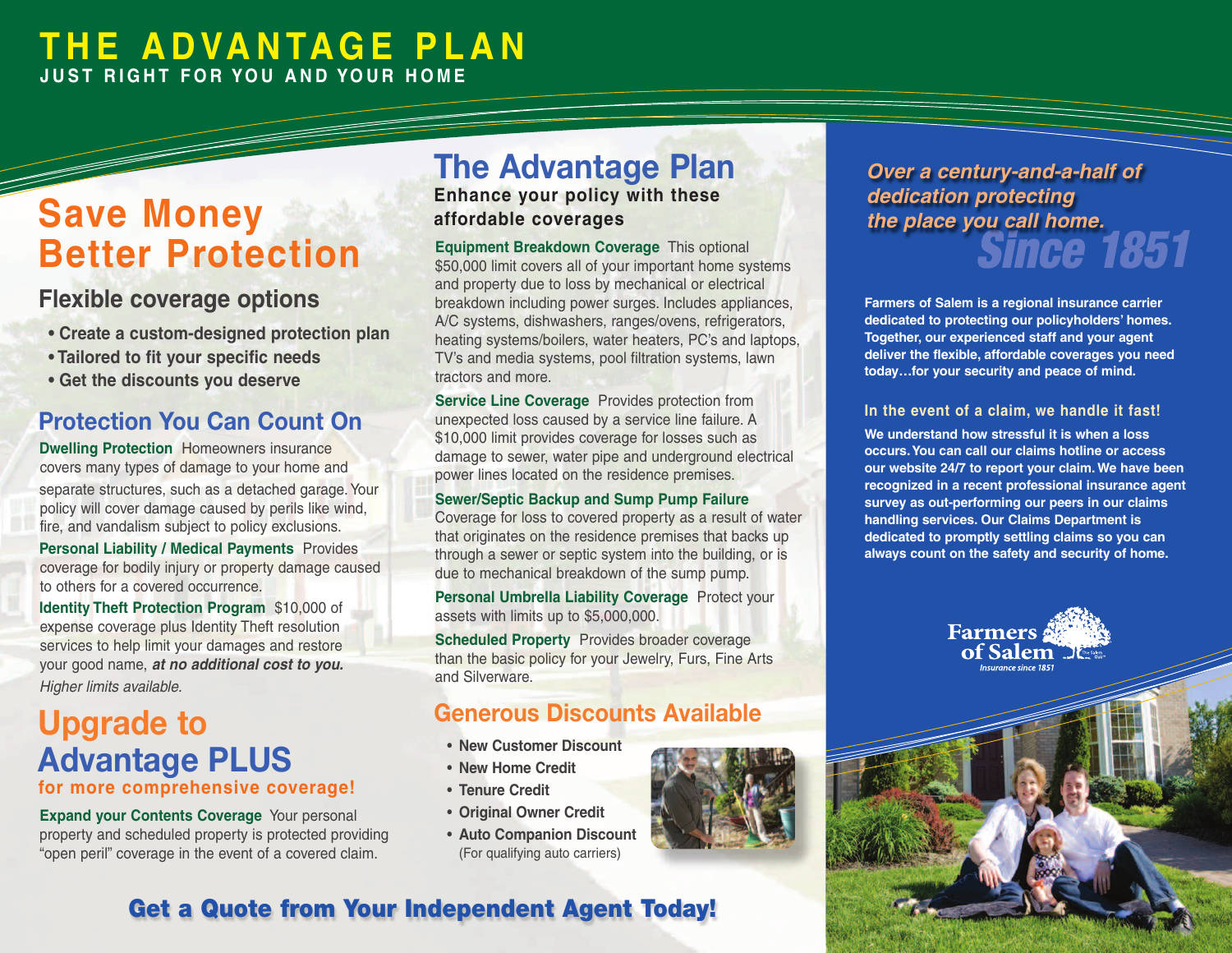# THE ADVANTAGE PLAN

**JUST RIGHT FOR YOU AND YOUR HOME**

## Save Money Better Protection

### Flexible coverage options

- **Create a custom-designed protection plan**
- **Tailored to fit your specific needs**
- **Get the discounts you deserve**

### Protection You Can Count On

**Dwelling Protection** Homeowners insurance covers many types of damage to your home and separate structures, such as a detached garage. Your policy will cover damage caused by perils like wind, fire, and vandalism subject to policy exclusions.

**Personal Liability / Medical Payments** Provides coverage for bodily injury or property damage caused to others for a covered occurrence.

**Identity Theft Protection Program** $10,000 of expense coverage plus Identity Theft resolution services to help limit your damages and restore your good name, ***at no additional cost to you.*** *Higher limits available.*

## Upgrade to Advantage PLUS

**for more comprehensive coverage!**

**Expand your Contents Coverage** Your personal property and scheduled property is protected providing "open peril" coverage in the event of a covered claim.

## The Advantage Plan

**Enhance your policy with these affordable coverages**

**Equipment Breakdown Coverage** This optional $50,000 limit covers all of your important home systems and property due to loss by mechanical or electrical breakdown including power surges. Includes appliances, A/C systems, dishwashers, ranges/ovens, refrigerators, heating systems/boilers, water heaters, PC's and laptops, TV's and media systems, pool filtration systems, lawn tractors and more.

**Service Line Coverage** Provides protection from unexpected loss caused by a service line failure. A $10,000 limit provides coverage for losses such as damage to sewer, water pipe and underground electrical power lines located on the residence premises.

**Sewer/Septic Backup and Sump Pump Failure** Coverage for loss to covered property as a result of water that originates on the residence premises that backs up through a sewer or septic system into the building, or is due to mechanical breakdown of the sump pump.

**Personal Umbrella Liability Coverage** Protect your assets with limits up to $5,000,000.

**Scheduled Property** Provides broader coverage than the basic policy for your Jewelry, Furs, Fine Arts and Silverware.

### Generous Discounts Available

- **New Customer Discount**
- **New Home Credit**
- **Tenure Credit**
- **Original Owner Credit**
- **Auto Companion Discount** (For qualifying auto carriers)

## Get a Quote from Your Independent Agent Today!

***Over a century-and-a-half of dedication protecting the place you call home.***

***Since 1851***

**Farmers of Salem is a regional insurance carrier dedicated to protecting our policyholders' homes. Together, our experienced staff and your agent deliver the flexible, affordable coverages you need today…for your security and peace of mind.**

### In the event of a claim, we handle it fast!

**We understand how stressful it is when a loss occurs. You can call our claims hotline or access our website 24/7 to report your claim. We have been recognized in a recent professional insurance agent survey as out-performing our peers in our claims handling services. Our Claims Department is dedicated to promptly settling claims so you can always count on the safety and security of home.**

Farmers of Salem

*Insurance since 1851*